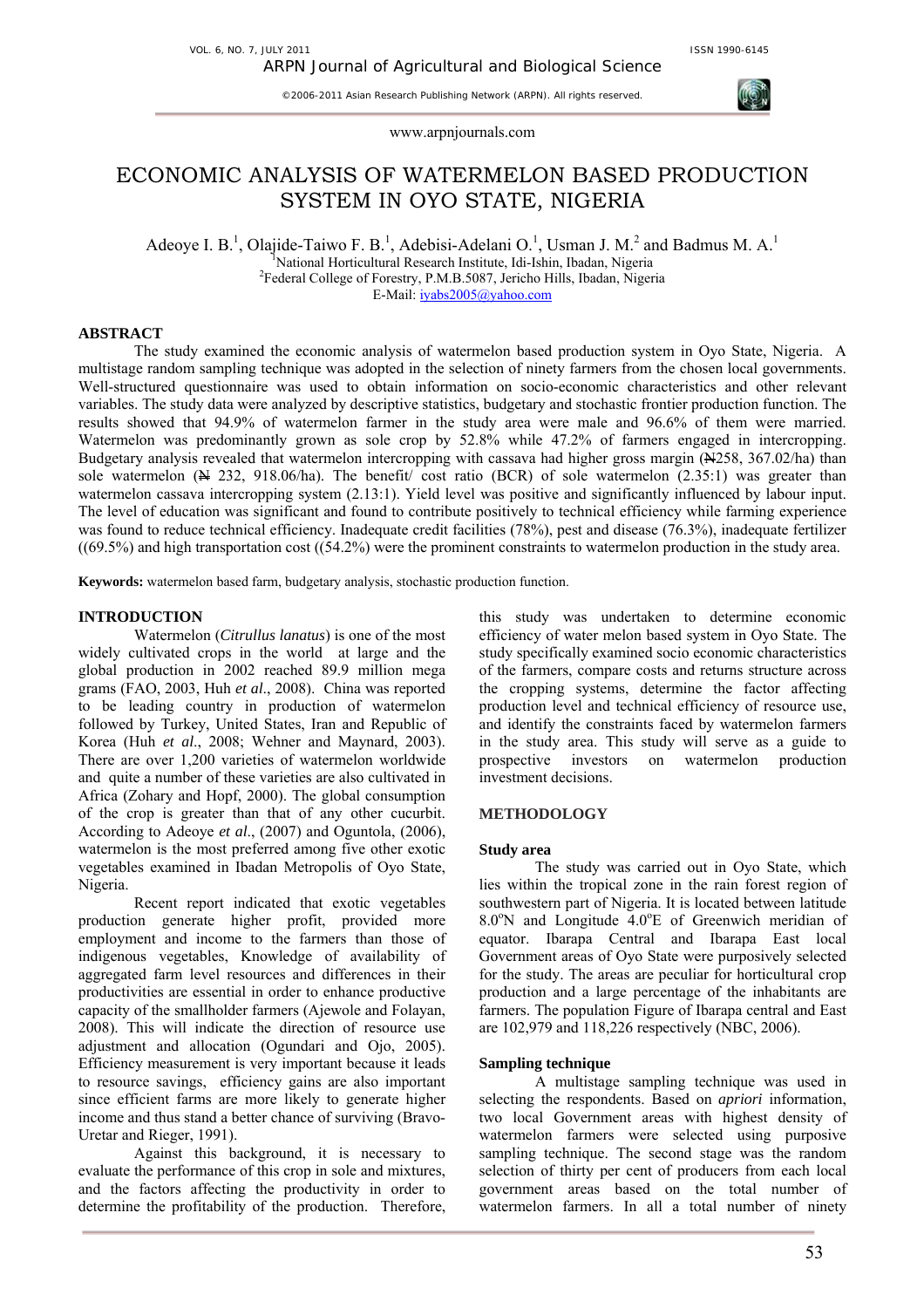# ECONOMIC ANALYSIS OF WATERMELON BASED PRODUCTION SYSTEM IN OYO STATE, NIGERIA

Adeoye I. B.[1], Olajide-Taiwo F. B.[1], Adebisi-Adelani O.[1], Usman J. M.[2] and Badmus M. A.[1]

[1]National Horticultural Research Institute, Idi-Ishin, Ibadan, Nigeria

[2]Federal College of Forestry, P.M.B.5087, Jericho Hills, Ibadan, Nigeria

E-Mail: iyabs2005@yahoo.com

## ABSTRACT

The study examined the economic analysis of watermelon based production system in Oyo State, Nigeria. A multistage random sampling technique was adopted in the selection of ninety farmers from the chosen local governments. Well-structured questionnaire was used to obtain information on socio-economic characteristics and other relevant variables. The study data were analyzed by descriptive statistics, budgetary and stochastic frontier production function. The results showed that 94.9% of watermelon farmer in the study area were male and 96.6% of them were married. Watermelon was predominantly grown as sole crop by 52.8% while 47.2% of farmers engaged in intercropping. Budgetary analysis revealed that watermelon intercropping with cassava had higher gross margin (₦258, 367.02/ha) than sole watermelon (₦ 232, 918.06/ha). The benefit/ cost ratio (BCR) of sole watermelon (2.35:1) was greater than watermelon cassava intercropping system (2.13:1). Yield level was positive and significantly influenced by labour input. The level of education was significant and found to contribute positively to technical efficiency while farming experience was found to reduce technical efficiency. Inadequate credit facilities (78%), pest and disease (76.3%), inadequate fertilizer ((69.5%) and high transportation cost ((54.2%) were the prominent constraints to watermelon production in the study area.

**Keywords:** watermelon based farm, budgetary analysis, stochastic production function.

## INTRODUCTION

Watermelon (*Citrullus lanatus*) is one of the most widely cultivated crops in the world at large and the global production in 2002 reached 89.9 million mega grams (FAO, 2003, Huh *et al*., 2008). China was reported to be leading country in production of watermelon followed by Turkey, United States, Iran and Republic of Korea (Huh *et al*., 2008; Wehner and Maynard, 2003). There are over 1,200 varieties of watermelon worldwide and quite a number of these varieties are also cultivated in Africa (Zohary and Hopf, 2000). The global consumption of the crop is greater than that of any other cucurbit. According to Adeoye *et al*., (2007) and Oguntola, (2006), watermelon is the most preferred among five other exotic vegetables examined in Ibadan Metropolis of Oyo State, Nigeria.

Recent report indicated that exotic vegetables production generate higher profit, provided more employment and income to the farmers than those of indigenous vegetables, Knowledge of availability of aggregated farm level resources and differences in their productivities are essential in order to enhance productive capacity of the smallholder farmers (Ajewole and Folayan, 2008). This will indicate the direction of resource use adjustment and allocation (Ogundari and Ojo, 2005). Efficiency measurement is very important because it leads to resource savings, efficiency gains are also important since efficient farms are more likely to generate higher income and thus stand a better chance of surviving (Bravo-Uretar and Rieger, 1991).

Against this background, it is necessary to evaluate the performance of this crop in sole and mixtures, and the factors affecting the productivity in order to determine the profitability of the production. Therefore, this study was undertaken to determine economic efficiency of water melon based system in Oyo State. The study specifically examined socio economic characteristics of the farmers, compare costs and returns structure across the cropping systems, determine the factor affecting production level and technical efficiency of resource use, and identify the constraints faced by watermelon farmers in the study area. This study will serve as a guide to prospective investors on watermelon production investment decisions.

## METHODOLOGY

### Study area

The study was carried out in Oyo State, which lies within the tropical zone in the rain forest region of southwestern part of Nigeria. It is located between latitude 8.0°N and Longitude 4.0°E of Greenwich meridian of equator. Ibarapa Central and Ibarapa East local Government areas of Oyo State were purposively selected for the study. The areas are peculiar for horticultural crop production and a large percentage of the inhabitants are farmers. The population Figure of Ibarapa central and East are 102,979 and 118,226 respectively (NBC, 2006).

### Sampling technique

A multistage sampling technique was used in selecting the respondents. Based on *apriori* information, two local Government areas with highest density of watermelon farmers were selected using purposive sampling technique. The second stage was the random selection of thirty per cent of producers from each local government areas based on the total number of watermelon farmers. In all a total number of ninety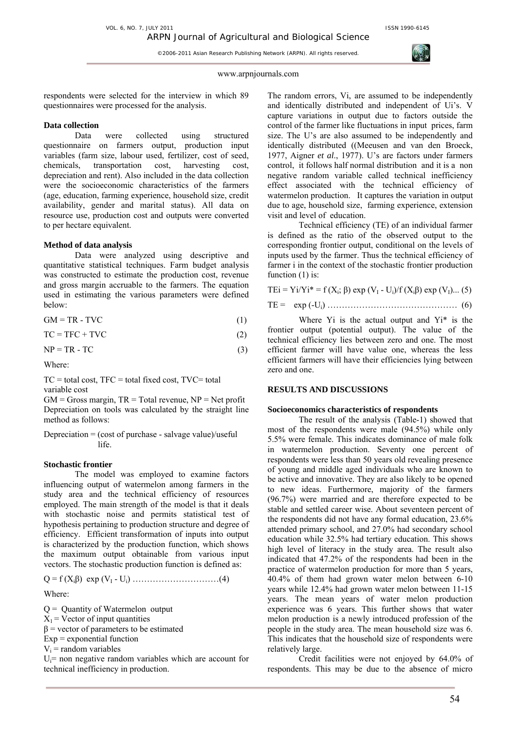respondents were selected for the interview in which 89 questionnaires were processed for the analysis.

**Data collection**

Data were collected using structured questionnaire on farmers output, production input variables (farm size, labour used, fertilizer, cost of seed, chemicals, transportation cost, harvesting cost, depreciation and rent). Also included in the data collection were the socioeconomic characteristics of the farmers (age, education, farming experience, household size, credit availability, gender and marital status). All data on resource use, production cost and outputs were converted to per hectare equivalent.

**Method of data analysis**

Data were analyzed using descriptive and quantitative statistical techniques. Farm budget analysis was constructed to estimate the production cost, revenue and gross margin accruable to the farmers. The equation used in estimating the various parameters were defined below:

$$GM = TR - TVC \quad (1)$$

$$TC = TFC + TVC \quad (2)$$

$$NP = TR - TC \quad (3)$$

Where:

TC = total cost, TFC = total fixed cost, TVC= total variable cost

GM = Gross margin, TR = Total revenue, NP = Net profit

Depreciation on tools was calculated by the straight line method as follows:

Depreciation = (cost of purchase - salvage value)/useful life.

**Stochastic frontier**

The model was employed to examine factors influencing output of watermelon among farmers in the study area and the technical efficiency of resources employed. The main strength of the model is that it deals with stochastic noise and permits statistical test of hypothesis pertaining to production structure and degree of efficiency. Efficient transformation of inputs into output is characterized by the production function, which shows the maximum output obtainable from various input vectors. The stochastic production function is defined as:

$$Q = f(X_i\beta) \exp(V_I - U_i) \quad (4)$$

Where:

Q = Quantity of Watermelon output

$X_1$ = Vector of input quantities

$\beta$ = vector of parameters to be estimated

Exp = exponential function

$V_i$ = random variables

$U_i$= non negative random variables which are account for technical inefficiency in production.

The random errors, Vi, are assumed to be independently and identically distributed and independent of Ui's. V capture variations in output due to factors outside the control of the farmer like fluctuations in input prices, farm size. The U's are also assumed to be independently and identically distributed ((Meeusen and van den Broeck, 1977, Aigner *et al*., 1977). U's are factors under farmers control, it follows half normal distribution and it is a non negative random variable called technical inefficiency effect associated with the technical efficiency of watermelon production. It captures the variation in output due to age, household size, farming experience, extension visit and level of education.

Technical efficiency (TE) of an individual farmer is defined as the ratio of the observed output to the corresponding frontier output, conditional on the levels of inputs used by the farmer. Thus the technical efficiency of farmer i in the context of the stochastic frontier production function (1) is:

$$TEi = Yi/Yi^* = f(X_i; \beta) \exp(V_I - U_i)/f(X_i\beta) \exp(V_I) \ldots (5)$$

$$TE = \exp(-U_i) \quad (6)$$

Where Yi is the actual output and Yi* is the frontier output (potential output). The value of the technical efficiency lies between zero and one. The most efficient farmer will have value one, whereas the less efficient farmers will have their efficiencies lying between zero and one.

## RESULTS AND DISCUSSIONS

**Socioeconomics characteristics of respondents**

The result of the analysis (Table-1) showed that most of the respondents were male (94.5%) while only 5.5% were female. This indicates dominance of male folk in watermelon production. Seventy one percent of respondents were less than 50 years old revealing presence of young and middle aged individuals who are known to be active and innovative. They are also likely to be opened to new ideas. Furthermore, majority of the farmers (96.7%) were married and are therefore expected to be stable and settled career wise. About seventeen percent of the respondents did not have any formal education, 23.6% attended primary school, and 27.0% had secondary school education while 32.5% had tertiary education. This shows high level of literacy in the study area. The result also indicated that 47.2% of the respondents had been in the practice of watermelon production for more than 5 years, 40.4% of them had grown water melon between 6-10 years while 12.4% had grown water melon between 11-15 years. The mean years of water melon production experience was 6 years. This further shows that water melon production is a newly introduced profession of the people in the study area. The mean household size was 6. This indicates that the household size of respondents were relatively large.

Credit facilities were not enjoyed by 64.0% of respondents. This may be due to the absence of micro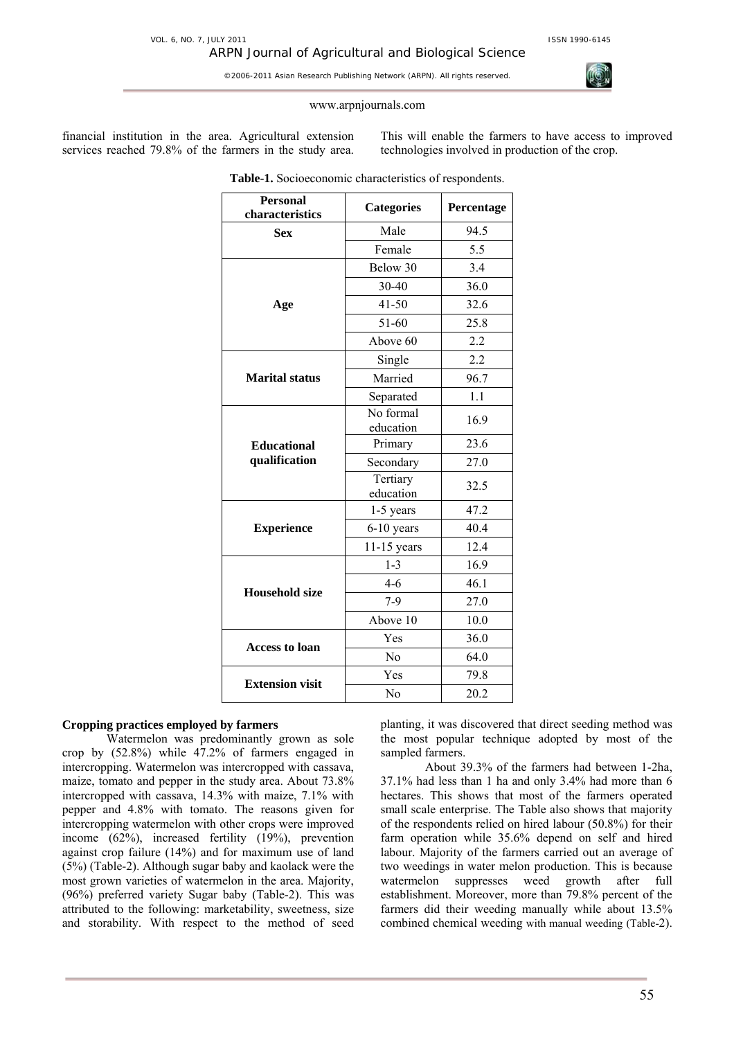financial institution in the area. Agricultural extension services reached 79.8% of the farmers in the study area. This will enable the farmers to have access to improved technologies involved in production of the crop.

**Table-1.** Socioeconomic characteristics of respondents.

| Personal characteristics | Categories | Percentage |
|---|---|---|
| **Sex** | Male | 94.5 |
| | Female | 5.5 |
| **Age** | Below 30 | 3.4 |
| | 30-40 | 36.0 |
| | 41-50 | 32.6 |
| | 51-60 | 25.8 |
| | Above 60 | 2.2 |
| **Marital status** | Single | 2.2 |
| | Married | 96.7 |
| | Separated | 1.1 |
| **Educational qualification** | No formal education | 16.9 |
| | Primary | 23.6 |
| | Secondary | 27.0 |
| | Tertiary education | 32.5 |
| **Experience** | 1-5 years | 47.2 |
| | 6-10 years | 40.4 |
| | 11-15 years | 12.4 |
| **Household size** | 1-3 | 16.9 |
| | 4-6 | 46.1 |
| | 7-9 | 27.0 |
| | Above 10 | 10.0 |
| **Access to loan** | Yes | 36.0 |
| | No | 64.0 |
| **Extension visit** | Yes | 79.8 |
| | No | 20.2 |

**Cropping practices employed by farmers**

Watermelon was predominantly grown as sole crop by (52.8%) while 47.2% of farmers engaged in intercropping. Watermelon was intercropped with cassava, maize, tomato and pepper in the study area. About 73.8% intercropped with cassava, 14.3% with maize, 7.1% with pepper and 4.8% with tomato. The reasons given for intercropping watermelon with other crops were improved income (62%), increased fertility (19%), prevention against crop failure (14%) and for maximum use of land (5%) (Table-2). Although sugar baby and kaolack were the most grown varieties of watermelon in the area. Majority, (96%) preferred variety Sugar baby (Table-2). This was attributed to the following: marketability, sweetness, size and storability. With respect to the method of seed planting, it was discovered that direct seeding method was the most popular technique adopted by most of the sampled farmers.

About 39.3% of the farmers had between 1-2ha, 37.1% had less than 1 ha and only 3.4% had more than 6 hectares. This shows that most of the farmers operated small scale enterprise. The Table also shows that majority of the respondents relied on hired labour (50.8%) for their farm operation while 35.6% depend on self and hired labour. Majority of the farmers carried out an average of two weedings in water melon production. This is because watermelon suppresses weed growth after full establishment. Moreover, more than 79.8% percent of the farmers did their weeding manually while about 13.5% combined chemical weeding with manual weeding (Table-2).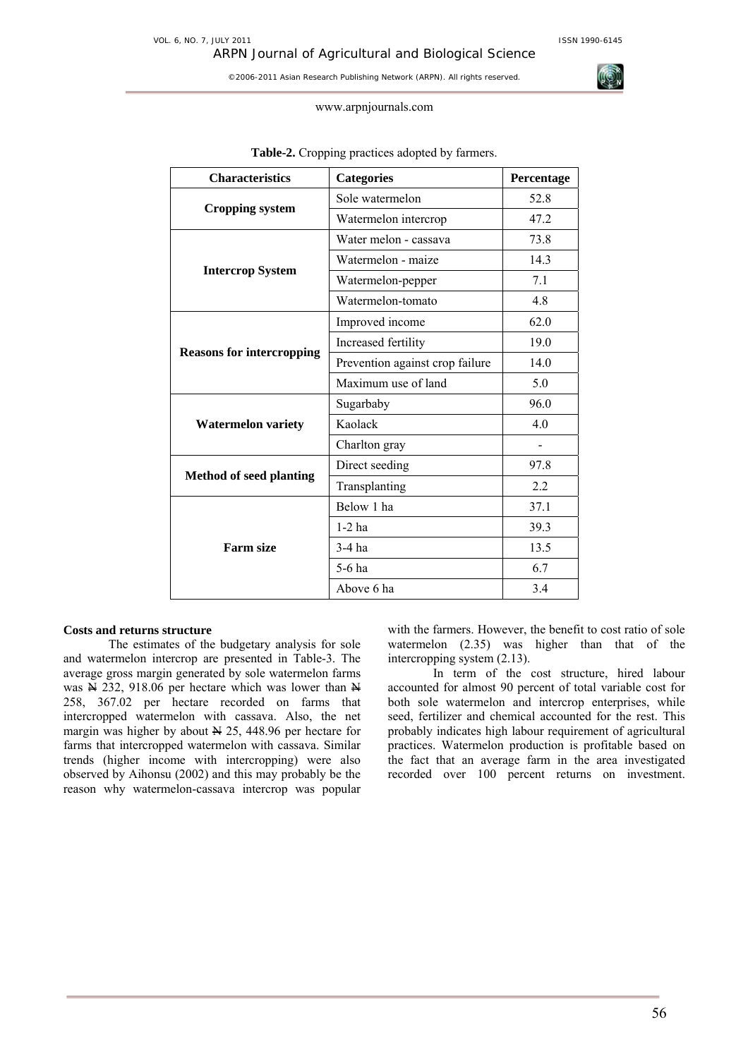**Table-2.** Cropping practices adopted by farmers.

| Characteristics | Categories | Percentage |
|---|---|---|
| **Cropping system** | Sole watermelon | 52.8 |
| | Watermelon intercrop | 47.2 |
| **Intercrop System** | Water melon - cassava | 73.8 |
| | Watermelon - maize | 14.3 |
| | Watermelon-pepper | 7.1 |
| | Watermelon-tomato | 4.8 |
| **Reasons for intercropping** | Improved income | 62.0 |
| | Increased fertility | 19.0 |
| | Prevention against crop failure | 14.0 |
| | Maximum use of land | 5.0 |
| **Watermelon variety** | Sugarbaby | 96.0 |
| | Kaolack | 4.0 |
| | Charlton gray | - |
| **Method of seed planting** | Direct seeding | 97.8 |
| | Transplanting | 2.2 |
| **Farm size** | Below 1 ha | 37.1 |
| | 1-2 ha | 39.3 |
| | 3-4 ha | 13.5 |
| | 5-6 ha | 6.7 |
| | Above 6 ha | 3.4 |

**Costs and returns structure**

The estimates of the budgetary analysis for sole and watermelon intercrop are presented in Table-3. The average gross margin generated by sole watermelon farms was ₦ 232, 918.06 per hectare which was lower than ₦ 258, 367.02 per hectare recorded on farms that intercropped watermelon with cassava. Also, the net margin was higher by about ₦ 25, 448.96 per hectare for farms that intercropped watermelon with cassava. Similar trends (higher income with intercropping) were also observed by Aihonsu (2002) and this may probably be the reason why watermelon-cassava intercrop was popular with the farmers. However, the benefit to cost ratio of sole watermelon (2.35) was higher than that of the intercropping system (2.13).

In term of the cost structure, hired labour accounted for almost 90 percent of total variable cost for both sole watermelon and intercrop enterprises, while seed, fertilizer and chemical accounted for the rest. This probably indicates high labour requirement of agricultural practices. Watermelon production is profitable based on the fact that an average farm in the area investigated recorded over 100 percent returns on investment.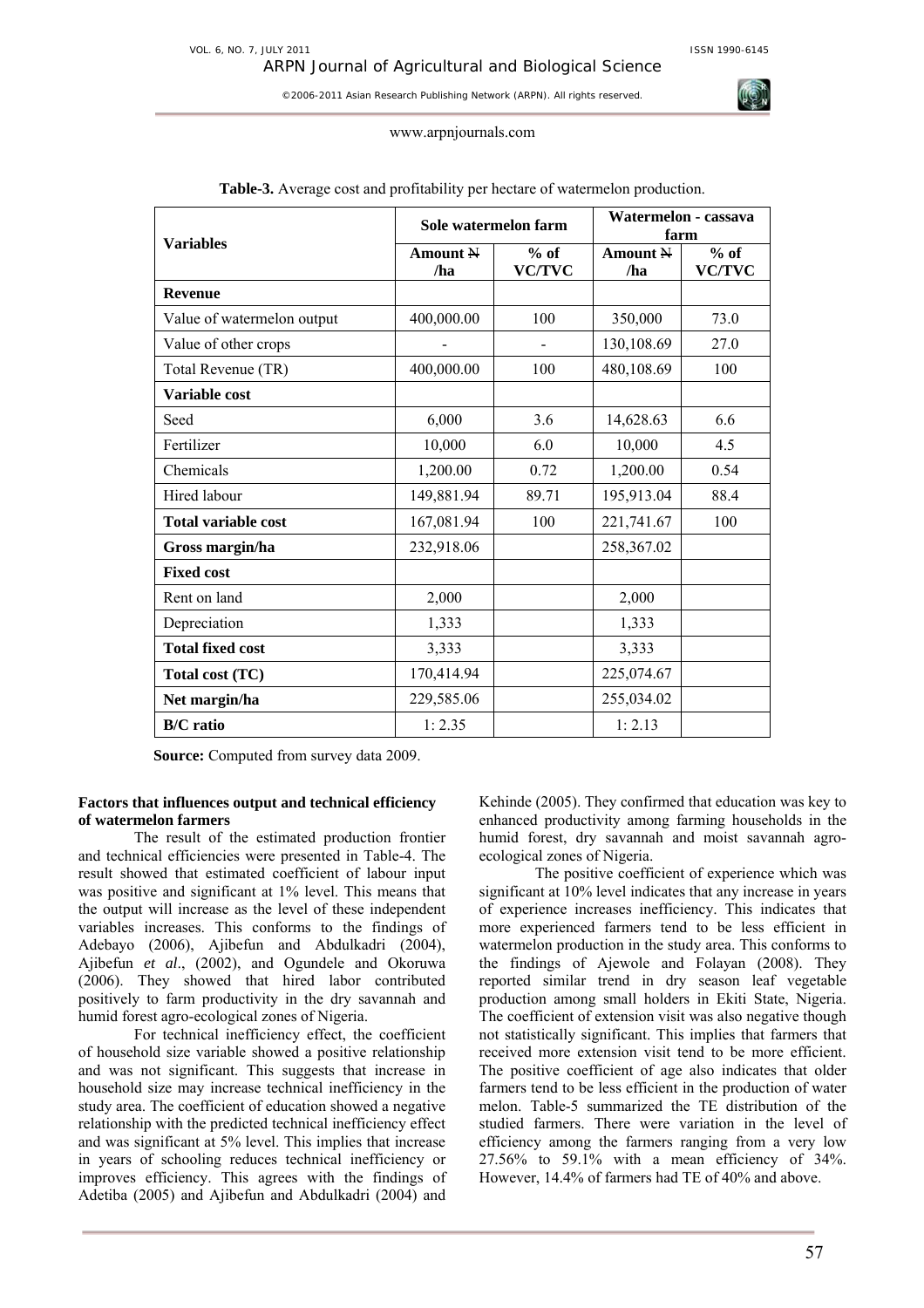**Table-3.** Average cost and profitability per hectare of watermelon production.

| Variables | Sole watermelon farm | | Watermelon - cassava farm | |
|---|---|---|---|---|
| | Amount ₦ /ha | % of VC/TVC | Amount ₦ /ha | % of VC/TVC |
| **Revenue** | | | | |
| Value of watermelon output | 400,000.00 | 100 | 350,000 | 73.0 |
| Value of other crops | - | - | 130,108.69 | 27.0 |
| Total Revenue (TR) | 400,000.00 | 100 | 480,108.69 | 100 |
| **Variable cost** | | | | |
| Seed | 6,000 | 3.6 | 14,628.63 | 6.6 |
| Fertilizer | 10,000 | 6.0 | 10,000 | 4.5 |
| Chemicals | 1,200.00 | 0.72 | 1,200.00 | 0.54 |
| Hired labour | 149,881.94 | 89.71 | 195,913.04 | 88.4 |
| **Total variable cost** | 167,081.94 | 100 | 221,741.67 | 100 |
| **Gross margin/ha** | 232,918.06 | | 258,367.02 | |
| **Fixed cost** | | | | |
| Rent on land | 2,000 | | 2,000 | |
| Depreciation | 1,333 | | 1,333 | |
| **Total fixed cost** | 3,333 | | 3,333 | |
| **Total cost (TC)** | 170,414.94 | | 225,074.67 | |
| **Net margin/ha** | 229,585.06 | | 255,034.02 | |
| **B/C ratio** | 1: 2.35 | | 1: 2.13 | |

**Source:** Computed from survey data 2009.

### Factors that influences output and technical efficiency of watermelon farmers

The result of the estimated production frontier and technical efficiencies were presented in Table-4. The result showed that estimated coefficient of labour input was positive and significant at 1% level. This means that the output will increase as the level of these independent variables increases. This conforms to the findings of Adebayo (2006), Ajibefun and Abdulkadri (2004), Ajibefun *et al*., (2002), and Ogundele and Okoruwa (2006). They showed that hired labor contributed positively to farm productivity in the dry savannah and humid forest agro-ecological zones of Nigeria.

For technical inefficiency effect, the coefficient of household size variable showed a positive relationship and was not significant. This suggests that increase in household size may increase technical inefficiency in the study area. The coefficient of education showed a negative relationship with the predicted technical inefficiency effect and was significant at 5% level. This implies that increase in years of schooling reduces technical inefficiency or improves efficiency. This agrees with the findings of Adetiba (2005) and Ajibefun and Abdulkadri (2004) and Kehinde (2005). They confirmed that education was key to enhanced productivity among farming households in the humid forest, dry savannah and moist savannah agro-ecological zones of Nigeria.

The positive coefficient of experience which was significant at 10% level indicates that any increase in years of experience increases inefficiency. This indicates that more experienced farmers tend to be less efficient in watermelon production in the study area. This conforms to the findings of Ajewole and Folayan (2008). They reported similar trend in dry season leaf vegetable production among small holders in Ekiti State, Nigeria. The coefficient of extension visit was also negative though not statistically significant. This implies that farmers that received more extension visit tend to be more efficient. The positive coefficient of age also indicates that older farmers tend to be less efficient in the production of water melon. Table-5 summarized the TE distribution of the studied farmers. There were variation in the level of efficiency among the farmers ranging from a very low 27.56% to 59.1% with a mean efficiency of 34%. However, 14.4% of farmers had TE of 40% and above.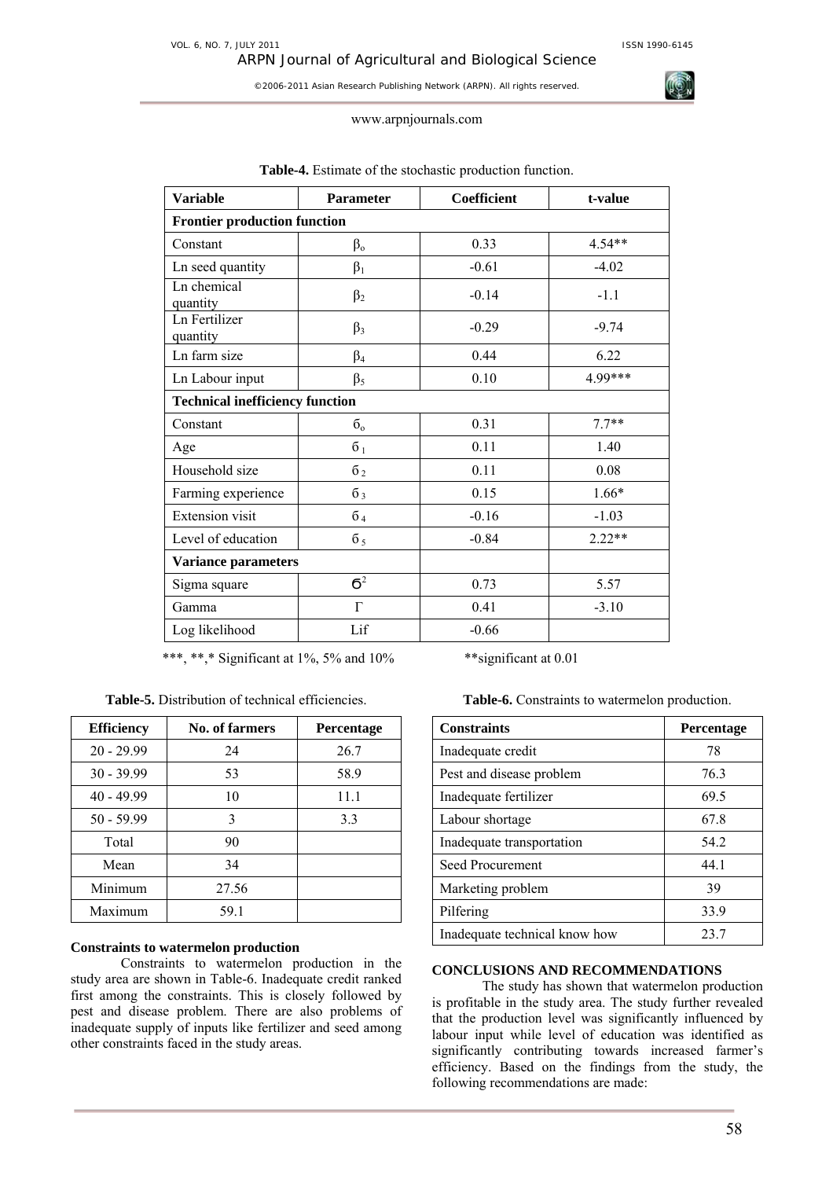**Table-4.** Estimate of the stochastic production function.

| Variable | Parameter | Coefficient | t-value |
|---|---|---|---|
| **Frontier production function** | | | |
| Constant | $\beta_o$ | 0.33 | 4.54** |
| Ln seed quantity | $\beta_1$ | -0.61 | -4.02 |
| Ln chemical quantity | $\beta_2$ | -0.14 | -1.1 |
| Ln Fertilizer quantity | $\beta_3$ | -0.29 | -9.74 |
| Ln farm size | $\beta_4$ | 0.44 | 6.22 |
| Ln Labour input | $\beta_5$ | 0.10 | 4.99*** |
| **Technical inefficiency function** | | | |
| Constant | $б_o$ | 0.31 | 7.7** |
| Age | $б_1$ | 0.11 | 1.40 |
| Household size | $б_2$ | 0.11 | 0.08 |
| Farming experience | $б_3$ | 0.15 | 1.66* |
| Extension visit | $б_4$ | -0.16 | -1.03 |
| Level of education | $б_5$ | -0.84 | 2.22** |
| **Variance parameters** | | | |
| Sigma square | $б^2$ | 0.73 | 5.57 |
| Gamma | $\Gamma$ | 0.41 | -3.10 |
| Log likelihood | Lif | -0.66 | |

***, **,* Significant at 1%, 5% and 10%      **significant at 0.01

**Table-5.** Distribution of technical efficiencies.

| Efficiency | No. of farmers | Percentage |
|---|---|---|
| 20 - 29.99 | 24 | 26.7 |
| 30 - 39.99 | 53 | 58.9 |
| 40 - 49.99 | 10 | 11.1 |
| 50 - 59.99 | 3 | 3.3 |
| Total | 90 | |
| Mean | 34 | |
| Minimum | 27.56 | |
| Maximum | 59.1 | |

**Constraints to watermelon production**

Constraints to watermelon production in the study area are shown in Table-6. Inadequate credit ranked first among the constraints. This is closely followed by pest and disease problem. There are also problems of inadequate supply of inputs like fertilizer and seed among other constraints faced in the study areas.

**Table-6.** Constraints to watermelon production.

| Constraints | Percentage |
|---|---|
| Inadequate credit | 78 |
| Pest and disease problem | 76.3 |
| Inadequate fertilizer | 69.5 |
| Labour shortage | 67.8 |
| Inadequate transportation | 54.2 |
| Seed Procurement | 44.1 |
| Marketing problem | 39 |
| Pilfering | 33.9 |
| Inadequate technical know how | 23.7 |

**CONCLUSIONS AND RECOMMENDATIONS**

The study has shown that watermelon production is profitable in the study area. The study further revealed that the production level was significantly influenced by labour input while level of education was identified as significantly contributing towards increased farmer's efficiency. Based on the findings from the study, the following recommendations are made: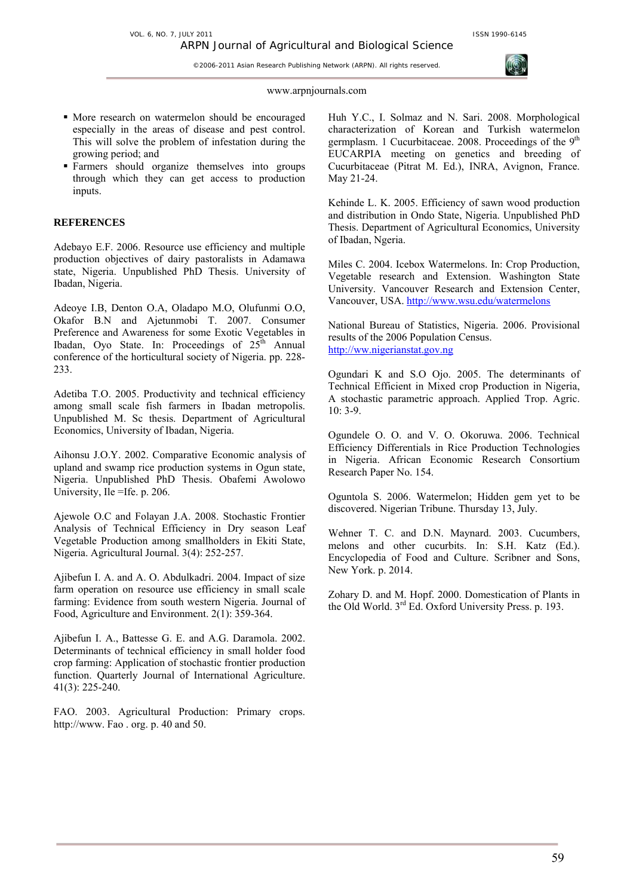- More research on watermelon should be encouraged especially in the areas of disease and pest control. This will solve the problem of infestation during the growing period; and
- Farmers should organize themselves into groups through which they can get access to production inputs.

## REFERENCES

Adebayo E.F. 2006. Resource use efficiency and multiple production objectives of dairy pastoralists in Adamawa state, Nigeria. Unpublished PhD Thesis. University of Ibadan, Nigeria.

Adeoye I.B, Denton O.A, Oladapo M.O, Olufunmi O.O, Okafor B.N and Ajetunmobi T. 2007. Consumer Preference and Awareness for some Exotic Vegetables in Ibadan, Oyo State. In: Proceedings of 25th Annual conference of the horticultural society of Nigeria. pp. 228-233.

Adetiba T.O. 2005. Productivity and technical efficiency among small scale fish farmers in Ibadan metropolis. Unpublished M. Sc thesis. Department of Agricultural Economics, University of Ibadan, Nigeria.

Aihonsu J.O.Y. 2002. Comparative Economic analysis of upland and swamp rice production systems in Ogun state, Nigeria. Unpublished PhD Thesis. Obafemi Awolowo University, Ile =Ife. p. 206.

Ajewole O.C and Folayan J.A. 2008. Stochastic Frontier Analysis of Technical Efficiency in Dry season Leaf Vegetable Production among smallholders in Ekiti State, Nigeria. Agricultural Journal. 3(4): 252-257.

Ajibefun I. A. and A. O. Abdulkadri. 2004. Impact of size farm operation on resource use efficiency in small scale farming: Evidence from south western Nigeria. Journal of Food, Agriculture and Environment. 2(1): 359-364.

Ajibefun I. A., Battesse G. E. and A.G. Daramola. 2002. Determinants of technical efficiency in small holder food crop farming: Application of stochastic frontier production function. Quarterly Journal of International Agriculture. 41(3): 225-240.

FAO. 2003. Agricultural Production: Primary crops. http://www. Fao . org. p. 40 and 50.

Huh Y.C., I. Solmaz and N. Sari. 2008. Morphological characterization of Korean and Turkish watermelon germplasm. 1 Cucurbitaceae. 2008. Proceedings of the 9th EUCARPIA meeting on genetics and breeding of Cucurbitaceae (Pitrat M. Ed.), INRA, Avignon, France. May 21-24.

Kehinde L. K. 2005. Efficiency of sawn wood production and distribution in Ondo State, Nigeria. Unpublished PhD Thesis. Department of Agricultural Economics, University of Ibadan, Ngeria.

Miles C. 2004. Icebox Watermelons. In: Crop Production, Vegetable research and Extension. Washington State University. Vancouver Research and Extension Center, Vancouver, USA. http://www.wsu.edu/watermelons

National Bureau of Statistics, Nigeria. 2006. Provisional results of the 2006 Population Census. http://ww.nigerianstat.gov.ng

Ogundari K and S.O Ojo. 2005. The determinants of Technical Efficient in Mixed crop Production in Nigeria, A stochastic parametric approach. Applied Trop. Agric. 10: 3-9.

Ogundele O. O. and V. O. Okoruwa. 2006. Technical Efficiency Differentials in Rice Production Technologies in Nigeria. African Economic Research Consortium Research Paper No. 154.

Oguntola S. 2006. Watermelon; Hidden gem yet to be discovered. Nigerian Tribune. Thursday 13, July.

Wehner T. C. and D.N. Maynard. 2003. Cucumbers, melons and other cucurbits. In: S.H. Katz (Ed.). Encyclopedia of Food and Culture. Scribner and Sons, New York. p. 2014.

Zohary D. and M. Hopf. 2000. Domestication of Plants in the Old World. 3rd Ed. Oxford University Press. p. 193.